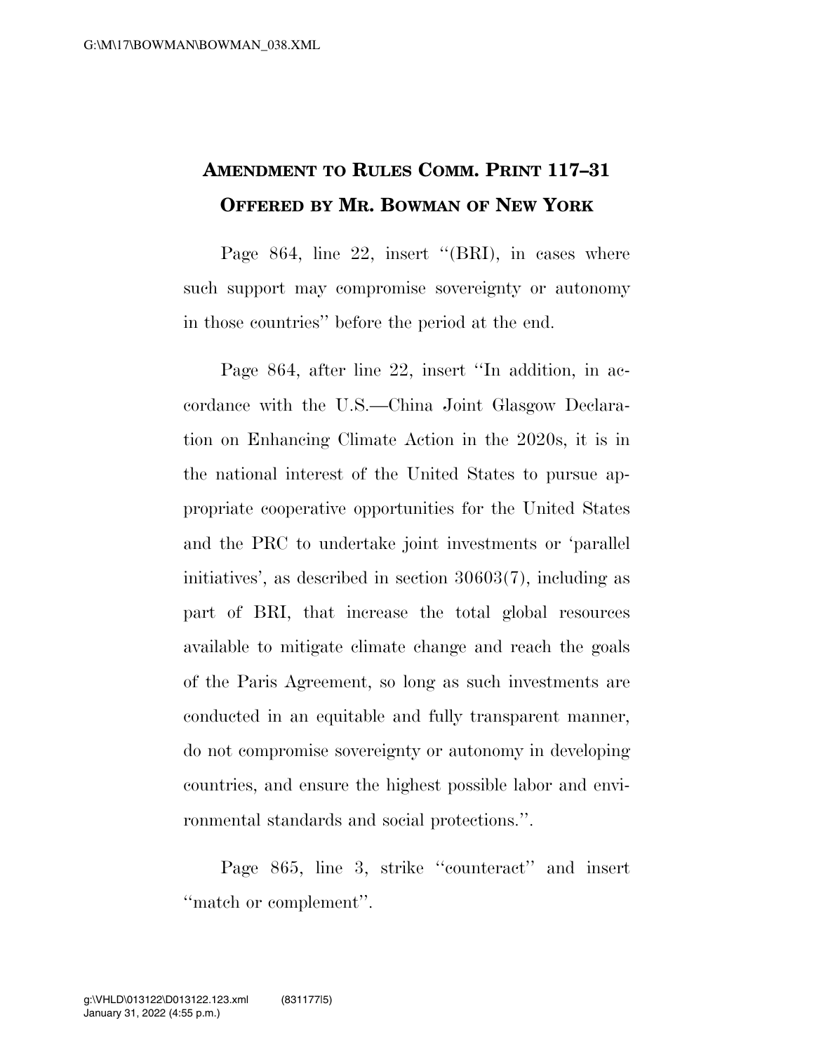# AMENDMENT TO RULES COMM. PRINT 117–31
# OFFERED BY MR. BOWMAN OF NEW YORK

Page 864, line 22, insert ''(BRI), in cases where such support may compromise sovereignty or autonomy in those countries'' before the period at the end.

Page 864, after line 22, insert ''In addition, in accordance with the U.S.—China Joint Glasgow Declaration on Enhancing Climate Action in the 2020s, it is in the national interest of the United States to pursue appropriate cooperative opportunities for the United States and the PRC to undertake joint investments or 'parallel initiatives', as described in section 30603(7), including as part of BRI, that increase the total global resources available to mitigate climate change and reach the goals of the Paris Agreement, so long as such investments are conducted in an equitable and fully transparent manner, do not compromise sovereignty or autonomy in developing countries, and ensure the highest possible labor and environmental standards and social protections.''.

Page 865, line 3, strike ''counteract'' and insert ''match or complement''.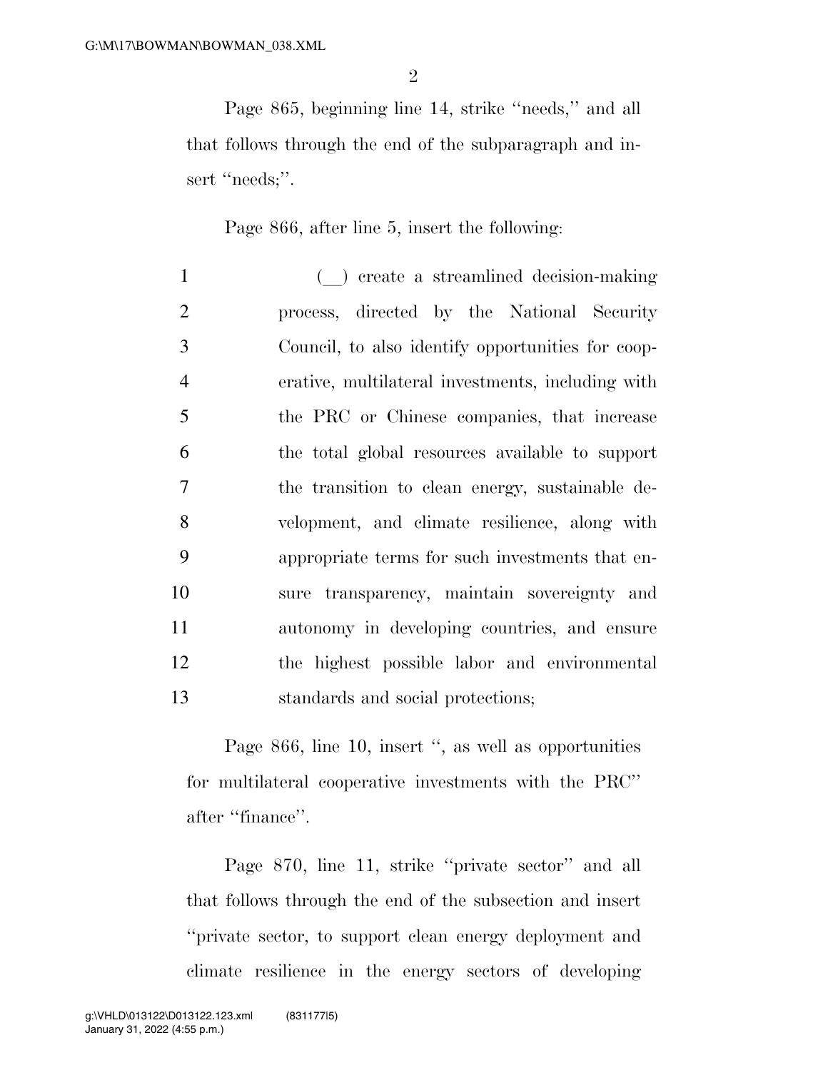Page 865, beginning line 14, strike ''needs,'' and all that follows through the end of the subparagraph and insert ''needs;''.

Page 866, after line 5, insert the following:

(__) create a streamlined decision-making process, directed by the National Security Council, to also identify opportunities for cooperative, multilateral investments, including with the PRC or Chinese companies, that increase the total global resources available to support the transition to clean energy, sustainable development, and climate resilience, along with appropriate terms for such investments that ensure transparency, maintain sovereignty and autonomy in developing countries, and ensure the highest possible labor and environmental standards and social protections;

Page 866, line 10, insert '', as well as opportunities for multilateral cooperative investments with the PRC'' after ''finance''.

Page 870, line 11, strike ''private sector'' and all that follows through the end of the subsection and insert ''private sector, to support clean energy deployment and climate resilience in the energy sectors of developing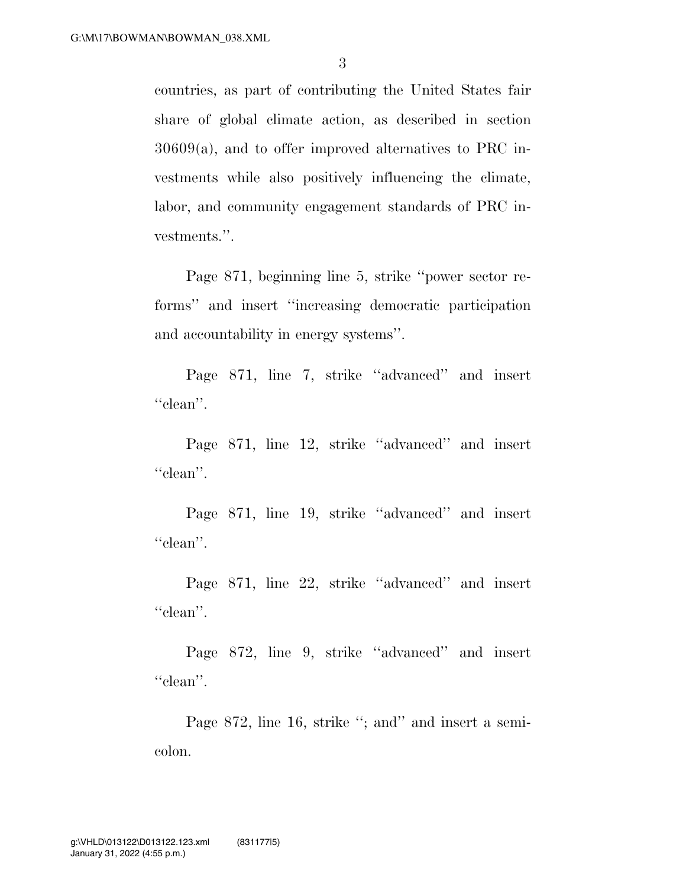countries, as part of contributing the United States fair share of global climate action, as described in section 30609(a), and to offer improved alternatives to PRC investments while also positively influencing the climate, labor, and community engagement standards of PRC investments.''.

Page 871, beginning line 5, strike ''power sector reforms'' and insert ''increasing democratic participation and accountability in energy systems''.

Page 871, line 7, strike ''advanced'' and insert ''clean''.

Page 871, line 12, strike ''advanced'' and insert ''clean''.

Page 871, line 19, strike ''advanced'' and insert ''clean''.

Page 871, line 22, strike ''advanced'' and insert ''clean''.

Page 872, line 9, strike ''advanced'' and insert ''clean''.

Page 872, line 16, strike ''; and'' and insert a semicolon.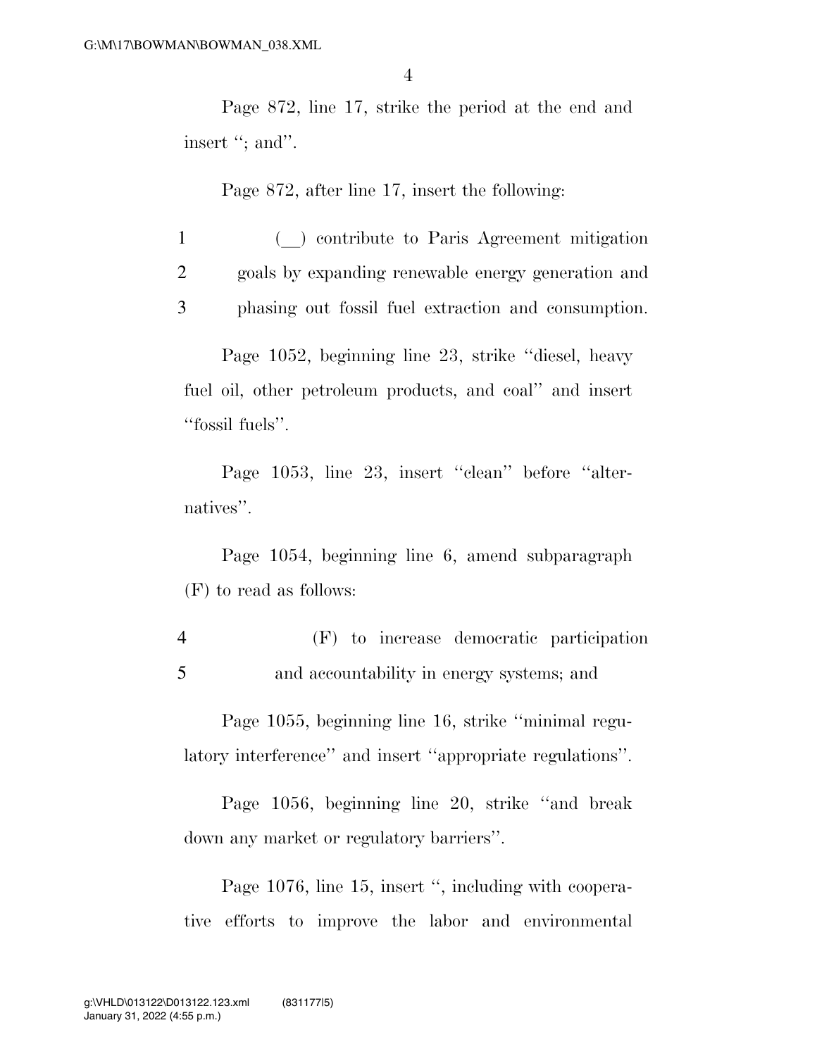Page 872, line 17, strike the period at the end and insert ''; and''.

Page 872, after line 17, insert the following:

1 (__) contribute to Paris Agreement mitigation
2 goals by expanding renewable energy generation and
3 phasing out fossil fuel extraction and consumption.

Page 1052, beginning line 23, strike ''diesel, heavy fuel oil, other petroleum products, and coal'' and insert ''fossil fuels''.

Page 1053, line 23, insert ''clean'' before ''alternatives''.

Page 1054, beginning line 6, amend subparagraph (F) to read as follows:

4 (F) to increase democratic participation
5 and accountability in energy systems; and

Page 1055, beginning line 16, strike ''minimal regulatory interference'' and insert ''appropriate regulations''.

Page 1056, beginning line 20, strike ''and break down any market or regulatory barriers''.

Page 1076, line 15, insert '', including with cooperative efforts to improve the labor and environmental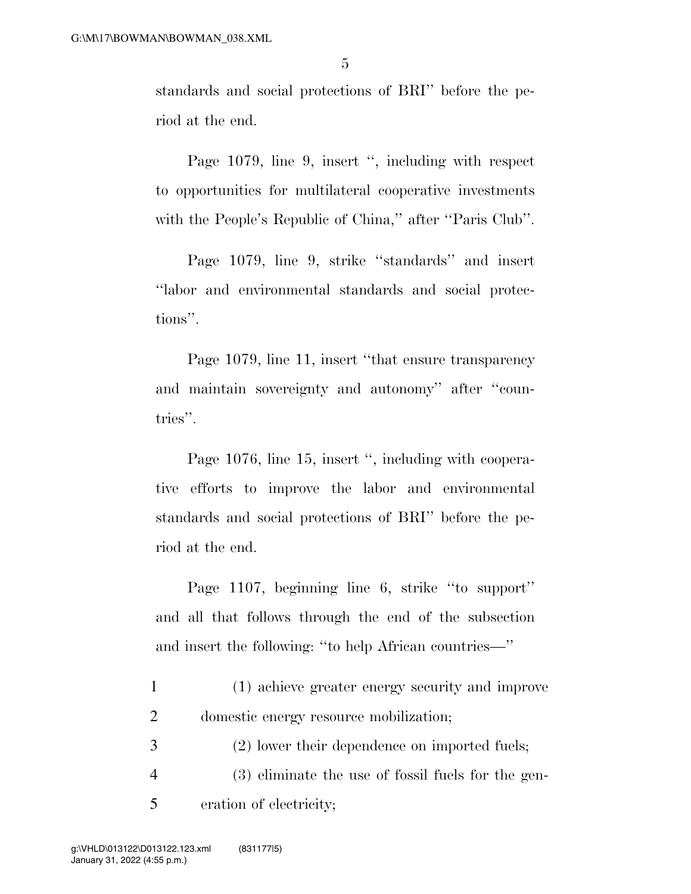standards and social protections of BRI'' before the period at the end.

Page 1079, line 9, insert '', including with respect to opportunities for multilateral cooperative investments with the People's Republic of China,'' after ''Paris Club''.

Page 1079, line 9, strike ''standards'' and insert ''labor and environmental standards and social protections''.

Page 1079, line 11, insert ''that ensure transparency and maintain sovereignty and autonomy'' after ''countries''.

Page 1076, line 15, insert '', including with cooperative efforts to improve the labor and environmental standards and social protections of BRI'' before the period at the end.

Page 1107, beginning line 6, strike ''to support'' and all that follows through the end of the subsection and insert the following: ''to help African countries—''

(1) achieve greater energy security and improve domestic energy resource mobilization;

(2) lower their dependence on imported fuels;

(3) eliminate the use of fossil fuels for the generation of electricity;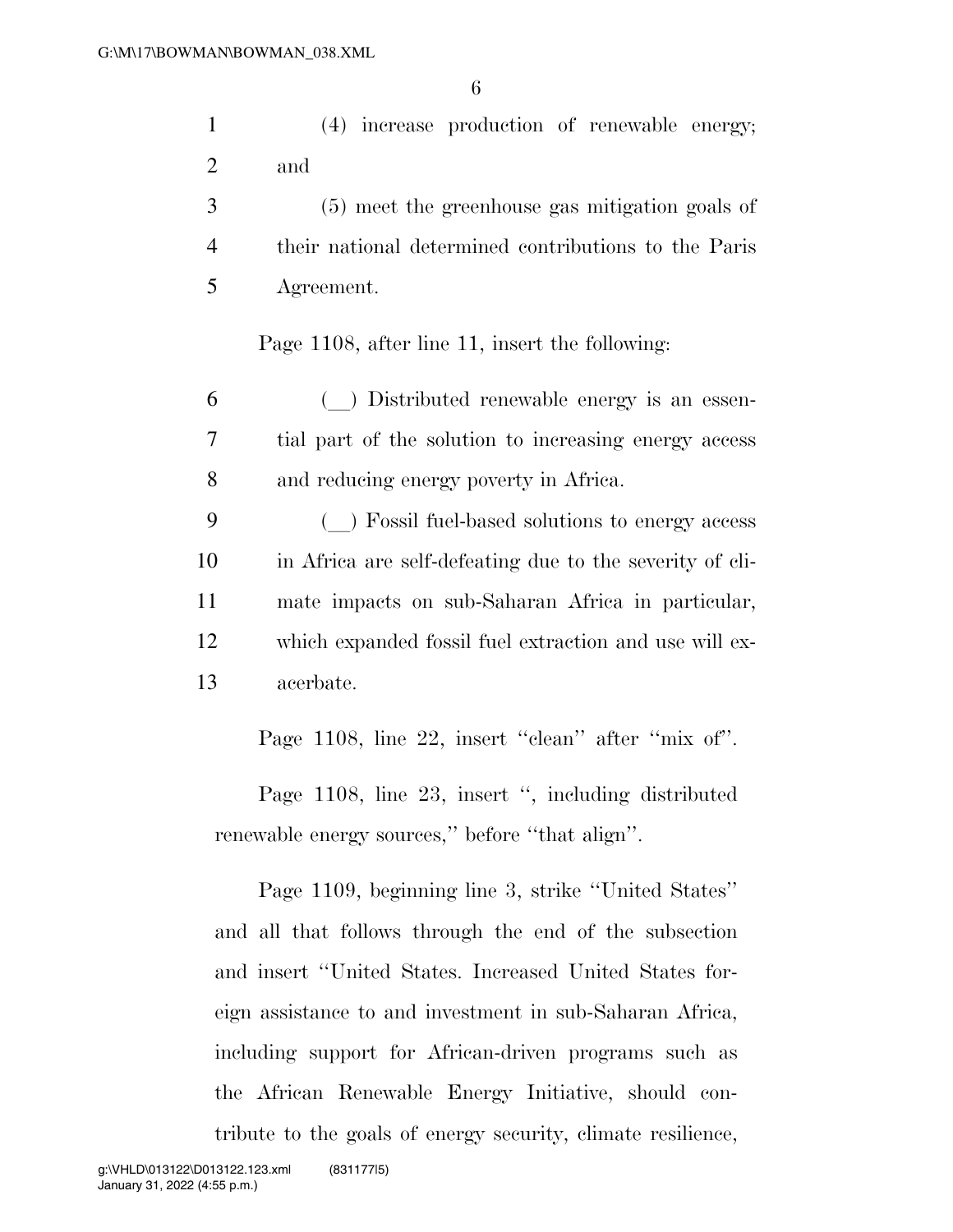(4) increase production of renewable energy; and

(5) meet the greenhouse gas mitigation goals of their national determined contributions to the Paris Agreement.

Page 1108, after line 11, insert the following:

(__) Distributed renewable energy is an essential part of the solution to increasing energy access and reducing energy poverty in Africa.

(__) Fossil fuel-based solutions to energy access in Africa are self-defeating due to the severity of climate impacts on sub-Saharan Africa in particular, which expanded fossil fuel extraction and use will exacerbate.

Page 1108, line 22, insert ''clean'' after ''mix of''.

Page 1108, line 23, insert '', including distributed renewable energy sources,'' before ''that align''.

Page 1109, beginning line 3, strike ''United States'' and all that follows through the end of the subsection and insert ''United States. Increased United States foreign assistance to and investment in sub-Saharan Africa, including support for African-driven programs such as the African Renewable Energy Initiative, should contribute to the goals of energy security, climate resilience,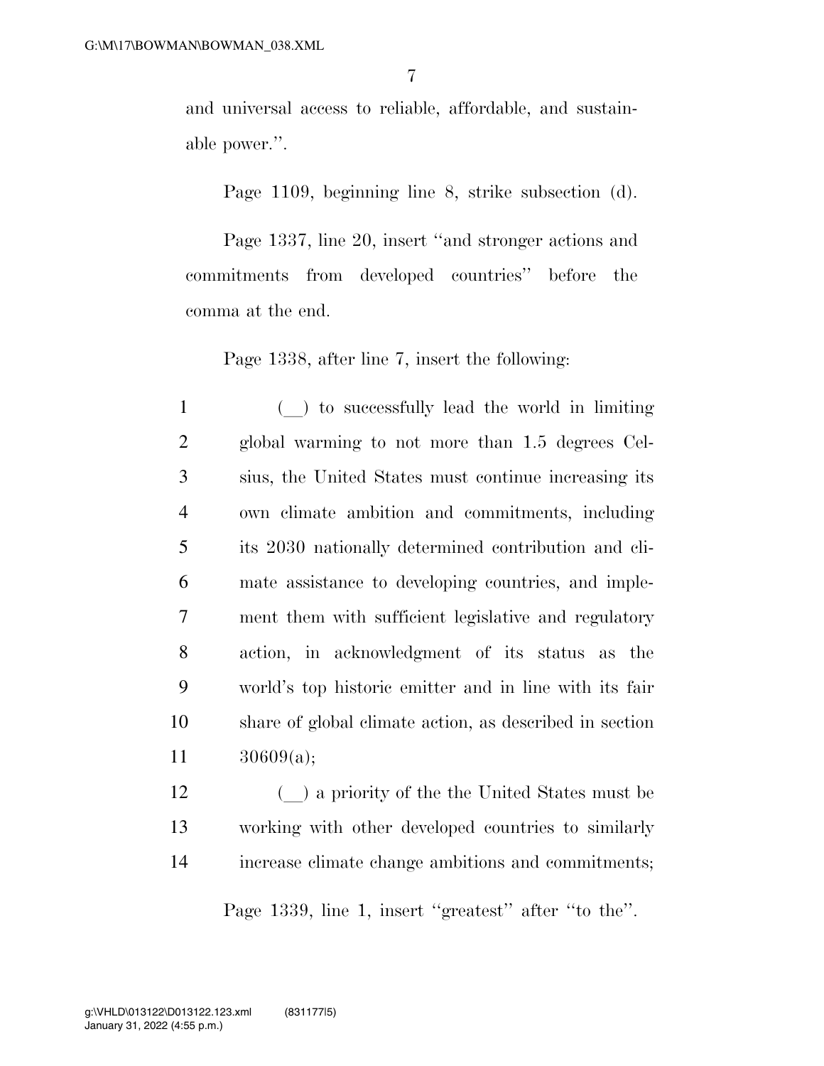and universal access to reliable, affordable, and sustainable power.''.

Page 1109, beginning line 8, strike subsection (d).

Page 1337, line 20, insert ''and stronger actions and commitments from developed countries'' before the comma at the end.

Page 1338, after line 7, insert the following:

(__) to successfully lead the world in limiting global warming to not more than 1.5 degrees Celsius, the United States must continue increasing its own climate ambition and commitments, including its 2030 nationally determined contribution and climate assistance to developing countries, and implement them with sufficient legislative and regulatory action, in acknowledgment of its status as the world's top historic emitter and in line with its fair share of global climate action, as described in section 30609(a);

(__) a priority of the the United States must be working with other developed countries to similarly increase climate change ambitions and commitments;

Page 1339, line 1, insert ''greatest'' after ''to the''.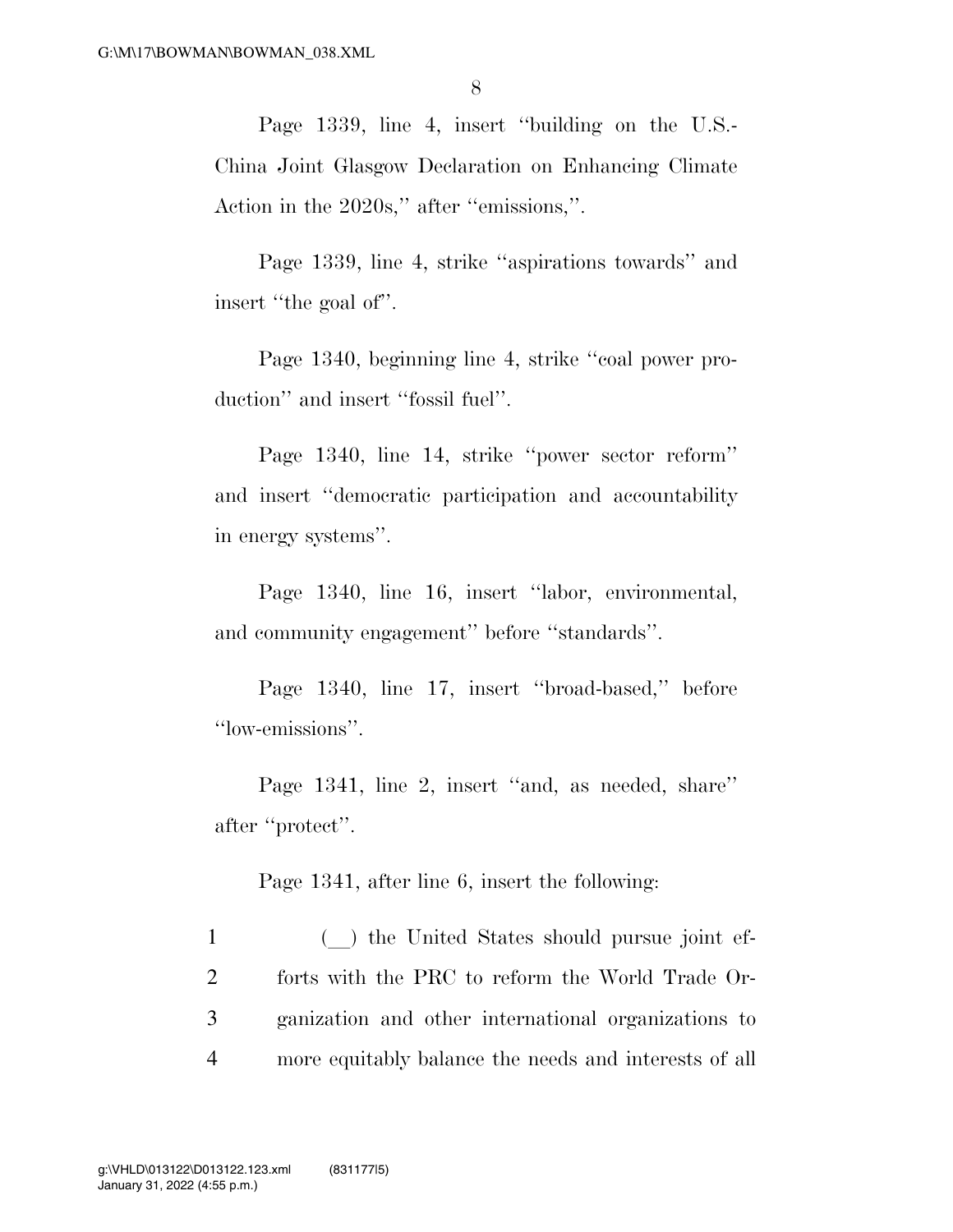Page 1339, line 4, insert ''building on the U.S.-China Joint Glasgow Declaration on Enhancing Climate Action in the 2020s,'' after ''emissions,''.

Page 1339, line 4, strike ''aspirations towards'' and insert ''the goal of''.

Page 1340, beginning line 4, strike ''coal power production'' and insert ''fossil fuel''.

Page 1340, line 14, strike ''power sector reform'' and insert ''democratic participation and accountability in energy systems''.

Page 1340, line 16, insert ''labor, environmental, and community engagement'' before ''standards''.

Page 1340, line 17, insert ''broad-based,'' before ''low-emissions''.

Page 1341, line 2, insert ''and, as needed, share'' after ''protect''.

Page 1341, after line 6, insert the following:

1 (__) the United States should pursue joint ef-
2 forts with the PRC to reform the World Trade Or-
3 ganization and other international organizations to
4 more equitably balance the needs and interests of all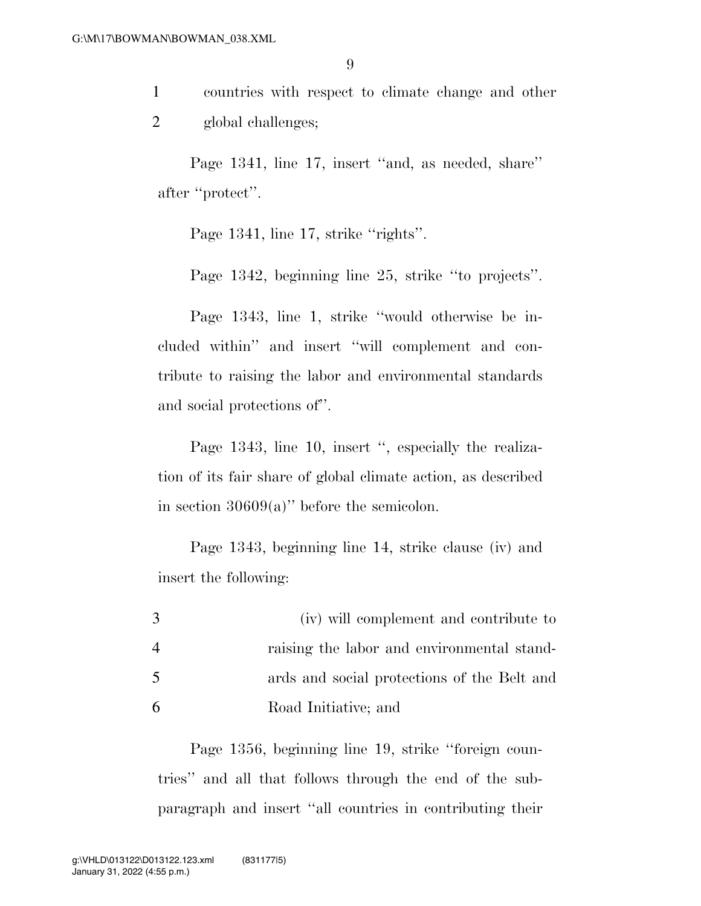1 countries with respect to climate change and other
2 global challenges;

Page 1341, line 17, insert ''and, as needed, share'' after ''protect''.

Page 1341, line 17, strike ''rights''.

Page 1342, beginning line 25, strike ''to projects''.

Page 1343, line 1, strike ''would otherwise be included within'' and insert ''will complement and contribute to raising the labor and environmental standards and social protections of''.

Page 1343, line 10, insert '', especially the realization of its fair share of global climate action, as described in section 30609(a)'' before the semicolon.

Page 1343, beginning line 14, strike clause (iv) and insert the following:

3 (iv) will complement and contribute to
4 raising the labor and environmental stand-
5 ards and social protections of the Belt and
6 Road Initiative; and

Page 1356, beginning line 19, strike ''foreign countries'' and all that follows through the end of the subparagraph and insert ''all countries in contributing their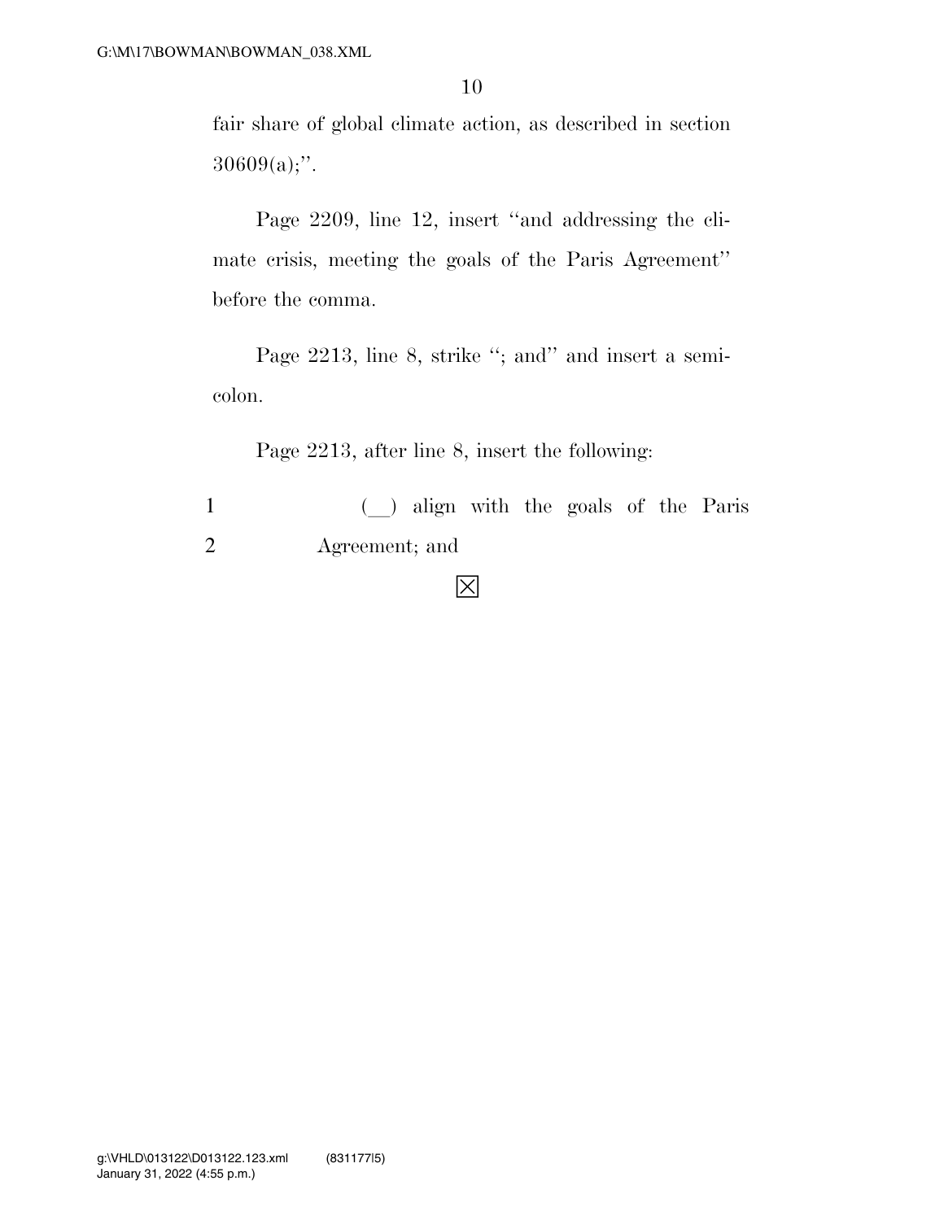fair share of global climate action, as described in section 30609(a);''.

Page 2209, line 12, insert ''and addressing the climate crisis, meeting the goals of the Paris Agreement'' before the comma.

Page 2213, line 8, strike ''; and'' and insert a semicolon.

Page 2213, after line 8, insert the following:

1 (__) align with the goals of the Paris
2 Agreement; and

☒